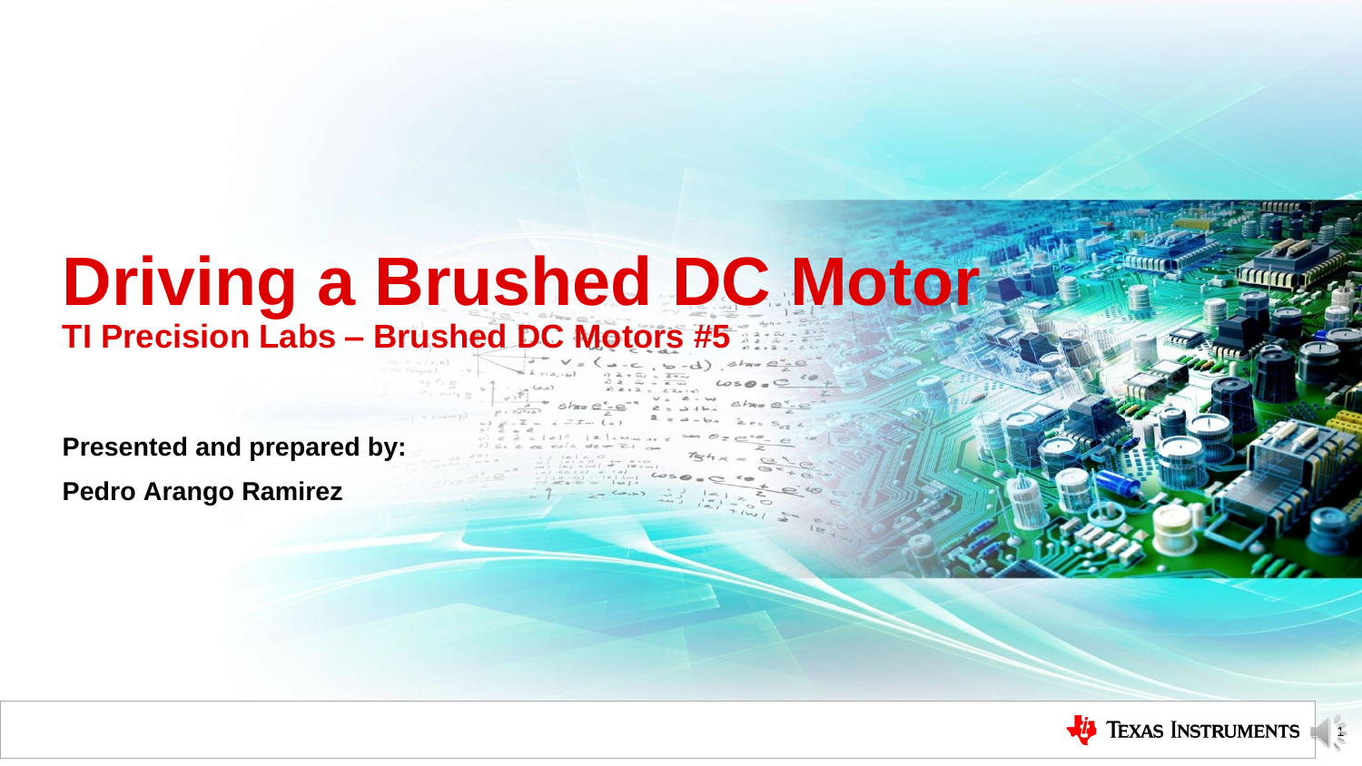# Driving a Brushed DC Motor

## TI Precision Labs – Brushed DC Motors #5

**Presented and prepared by:**

**Pedro Arango Ramirez**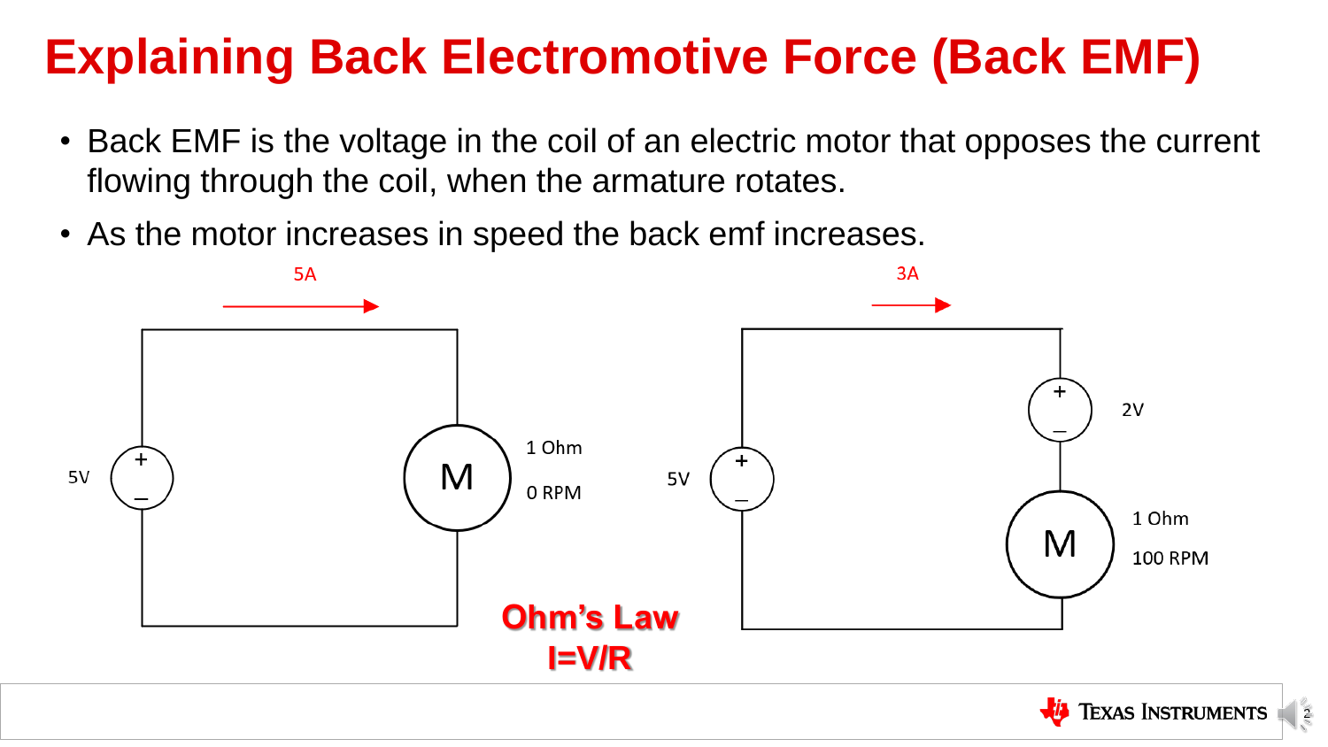# Explaining Back Electromotive Force (Back EMF)

- Back EMF is the voltage in the coil of an electric motor that opposes the current flowing through the coil, when the armature rotates.
- As the motor increases in speed the back emf increases.

5A

5V

M

1 Ohm

0 RPM

3A

5V

2V

M

1 Ohm

100 RPM

**Ohm's Law**

**I=V/R**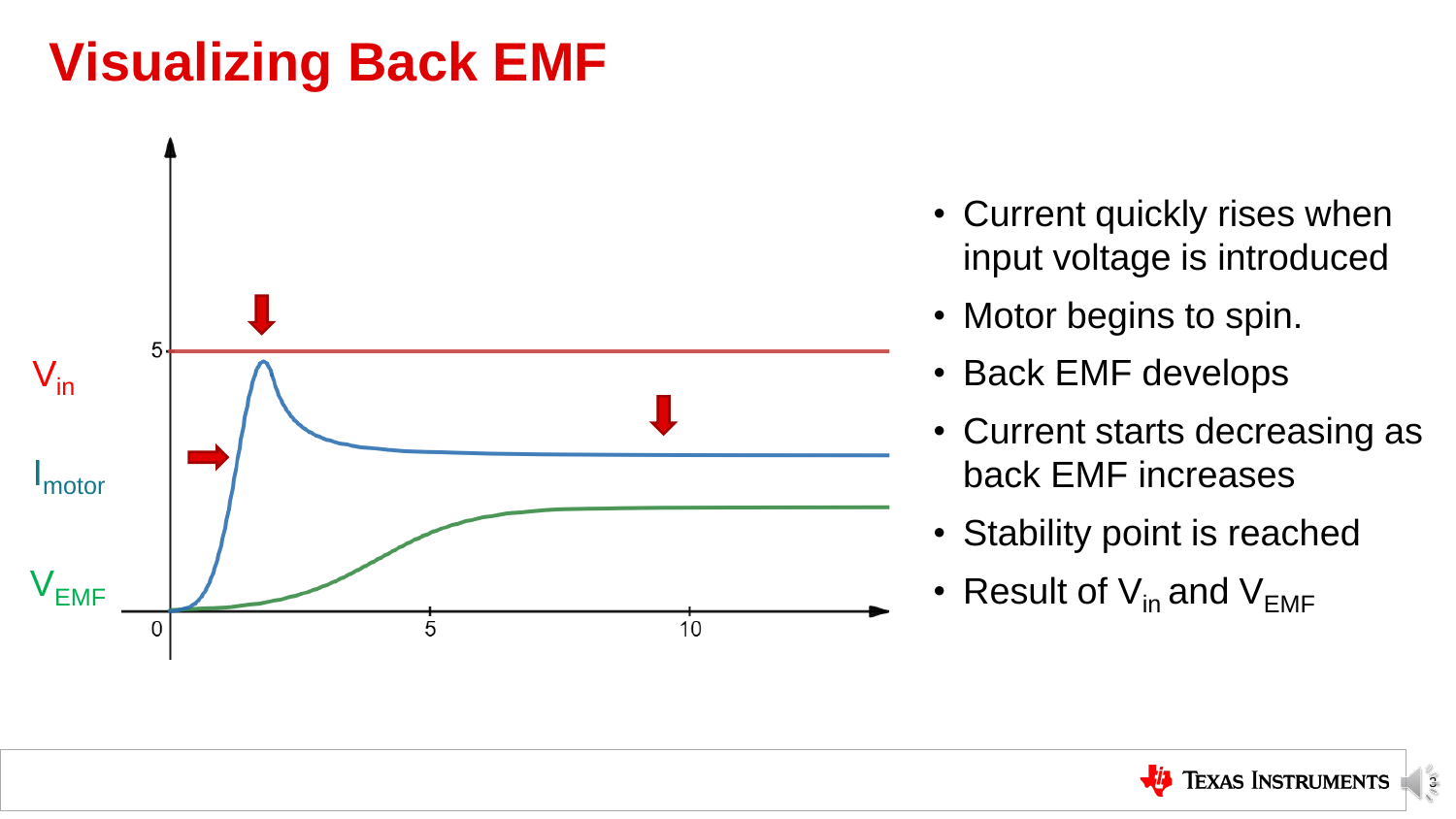# Visualizing Back EMF

- Current quickly rises when input voltage is introduced
- Motor begins to spin.
- Back EMF develops
- Current starts decreasing as back EMF increases
- Stability point is reached
- Result of $V_{in}$ and $V_{EMF}$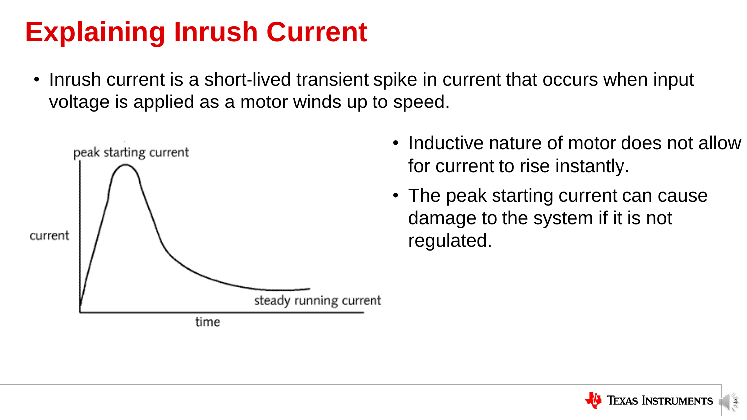# Explaining Inrush Current

- Inrush current is a short-lived transient spike in current that occurs when input voltage is applied as a motor winds up to speed.

- Inductive nature of motor does not allow for current to rise instantly.
- The peak starting current can cause damage to the system if it is not regulated.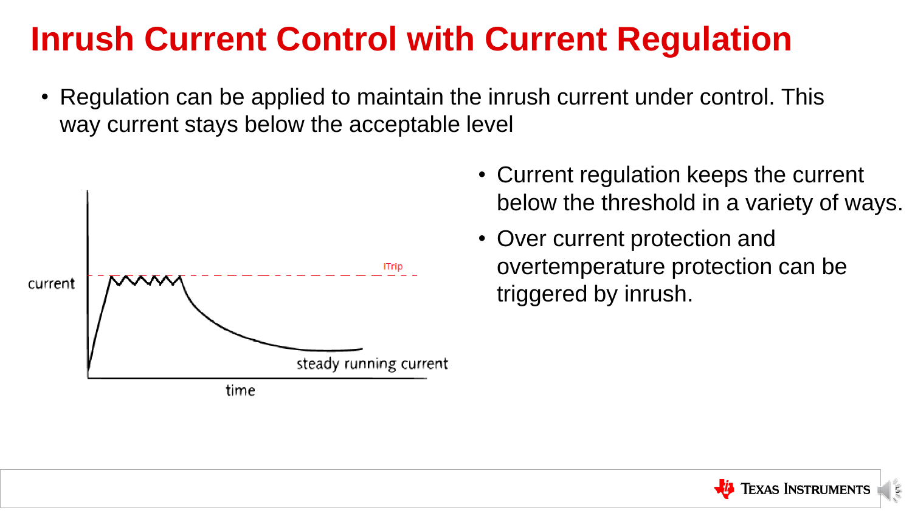# Inrush Current Control with Current Regulation

- Regulation can be applied to maintain the inrush current under control. This way current stays below the acceptable level

- Current regulation keeps the current below the threshold in a variety of ways.
- Over current protection and overtemperature protection can be triggered by inrush.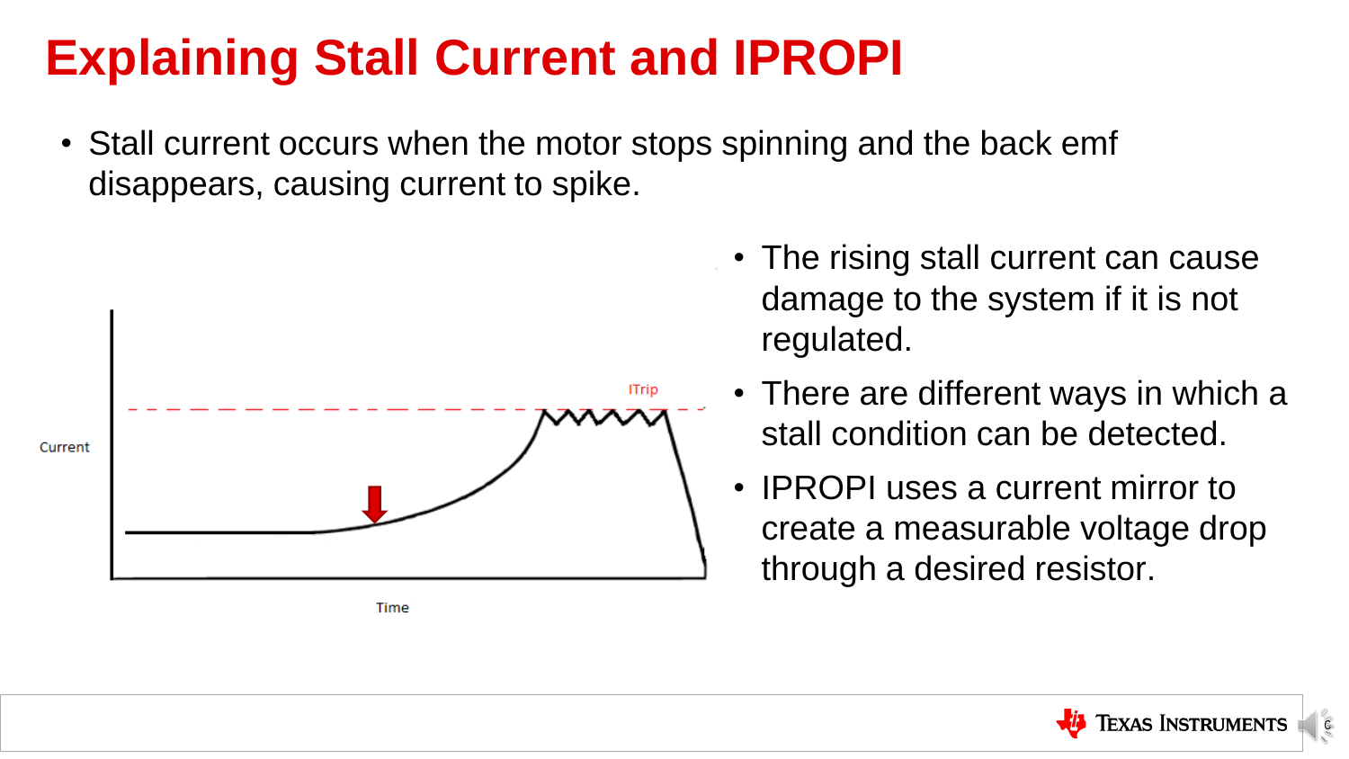# Explaining Stall Current and IPROPI

- Stall current occurs when the motor stops spinning and the back emf disappears, causing current to spike.

ITrip

Current

Time

- The rising stall current can cause damage to the system if it is not regulated.
- There are different ways in which a stall condition can be detected.
- IPROPI uses a current mirror to create a measurable voltage drop through a desired resistor.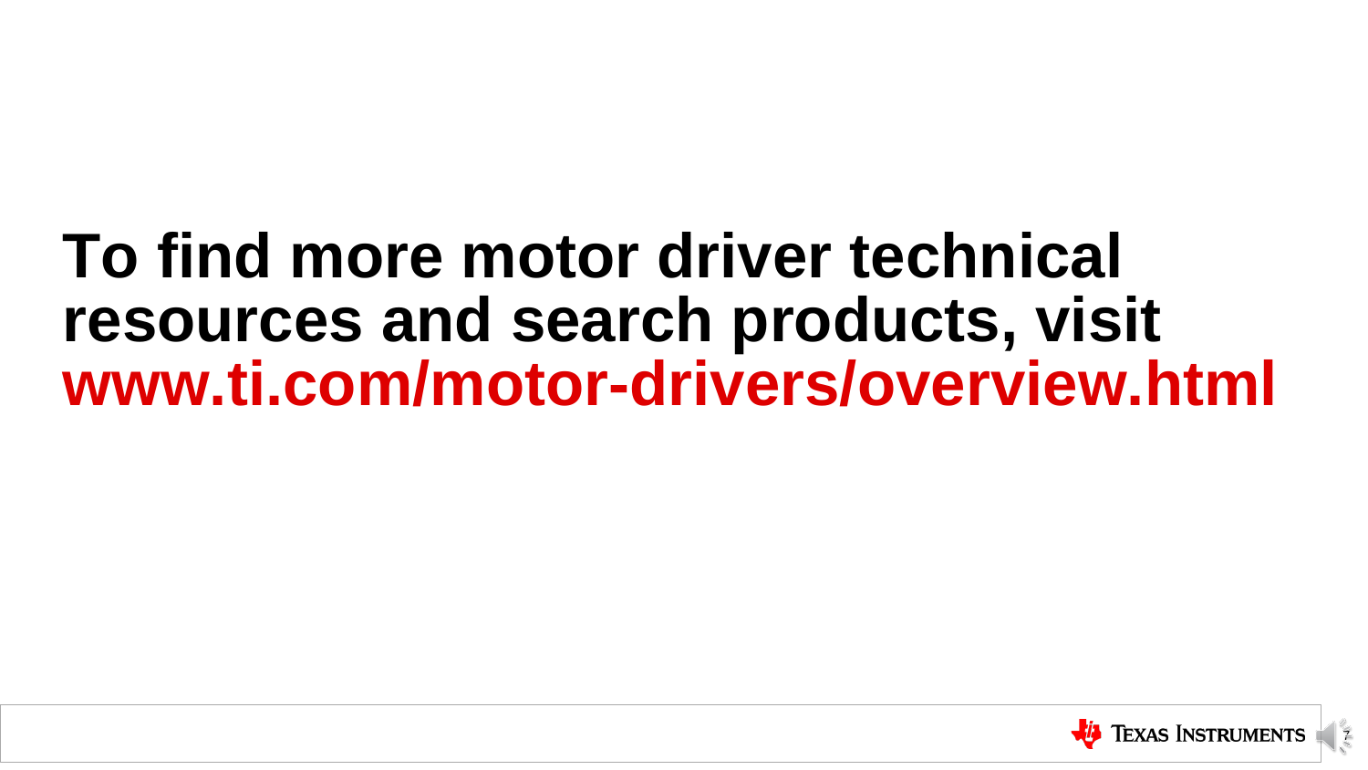**To find more motor driver technical resources and search products, visit www.ti.com/motor-drivers/overview.html**